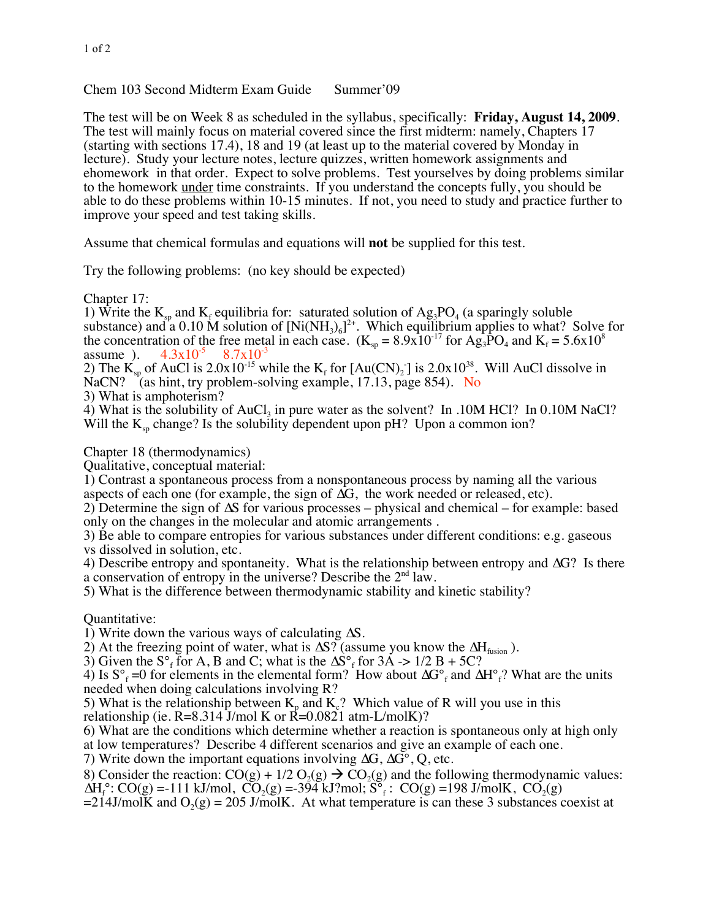Chem 103 Second Midterm Exam Guide      Summer'09

The test will be on Week 8 as scheduled in the syllabus, specifically: **Friday, August 14, 2009**. The test will mainly focus on material covered since the first midterm: namely, Chapters 17 (starting with sections 17.4), 18 and 19 (at least up to the material covered by Monday in lecture). Study your lecture notes, lecture quizzes, written homework assignments and ehomework in that order. Expect to solve problems. Test yourselves by doing problems similar to the homework under time constraints. If you understand the concepts fully, you should be able to do these problems within 10-15 minutes. If not, you need to study and practice further to improve your speed and test taking skills.

Assume that chemical formulas and equations will **not** be supplied for this test.

Try the following problems: (no key should be expected)

Chapter 17:

1) Write the $K_{sp}$ and $K_f$ equilibria for: saturated solution of $Ag_3PO_4$ (a sparingly soluble substance) and a 0.10 M solution of $[Ni(NH_3)_6]^{2+}$. Which equilibrium applies to what? Solve for the concentration of the free metal in each case. ($K_{sp} = 8.9\text{x}10^{-17}$ for $Ag_3PO_4$ and $K_f = 5.6\text{x}10^{8}$ assume ). $4.3\text{x}10^{-5}$ $8.7\text{x}10^{-3}$
2) The $K_{sp}$ of AuCl is $2.0\text{x}10^{-15}$ while the $K_f$ for $[Au(CN)_2^-]$ is $2.0\text{x}10^{38}$. Will AuCl dissolve in NaCN? (as hint, try problem-solving example, 17.13, page 854). No
3) What is amphoterism?
4) What is the solubility of $AuCl_3$ in pure water as the solvent? In .10M HCl? In 0.10M NaCl? Will the $K_{sp}$ change? Is the solubility dependent upon pH? Upon a common ion?

Chapter 18 (thermodynamics)

Qualitative, conceptual material:

1) Contrast a spontaneous process from a nonspontaneous process by naming all the various aspects of each one (for example, the sign of $\Delta G$, the work needed or released, etc).
2) Determine the sign of $\Delta S$ for various processes – physical and chemical – for example: based only on the changes in the molecular and atomic arrangements .
3) Be able to compare entropies for various substances under different conditions: e.g. gaseous vs dissolved in solution, etc.
4) Describe entropy and spontaneity. What is the relationship between entropy and $\Delta G$? Is there a conservation of entropy in the universe? Describe the 2nd law.
5) What is the difference between thermodynamic stability and kinetic stability?

Quantitative:

1) Write down the various ways of calculating $\Delta S$.
2) At the freezing point of water, what is $\Delta S$? (assume you know the $\Delta H_{fusion}$ ).
3) Given the $S°_f$ for A, B and C; what is the $\Delta S°_f$ for 3A -> 1/2 B + 5C?
4) Is $S°_f = 0$ for elements in the elemental form? How about $\Delta G°_f$ and $\Delta H°_f$? What are the units needed when doing calculations involving R?
5) What is the relationship between $K_p$ and $K_c$? Which value of R will you use in this relationship (ie. R=8.314 J/mol K or R=0.0821 atm-L/molK)?
6) What are the conditions which determine whether a reaction is spontaneous only at high only at low temperatures? Describe 4 different scenarios and give an example of each one.
7) Write down the important equations involving $\Delta G$, $\Delta G°$, Q, etc.
8) Consider the reaction: $CO(g) + 1/2\ O_2(g) \rightarrow CO_2(g)$ and the following thermodynamic values: $\Delta H_f°$: $CO(g)$ =-111 kJ/mol, $CO_2(g)$ =-394 kJ?mol; $S°_f$ : $CO(g)$ =198 J/molK, $CO_2(g)$ =214J/molK and $O_2(g)$ = 205 J/molK. At what temperature is can these 3 substances coexist at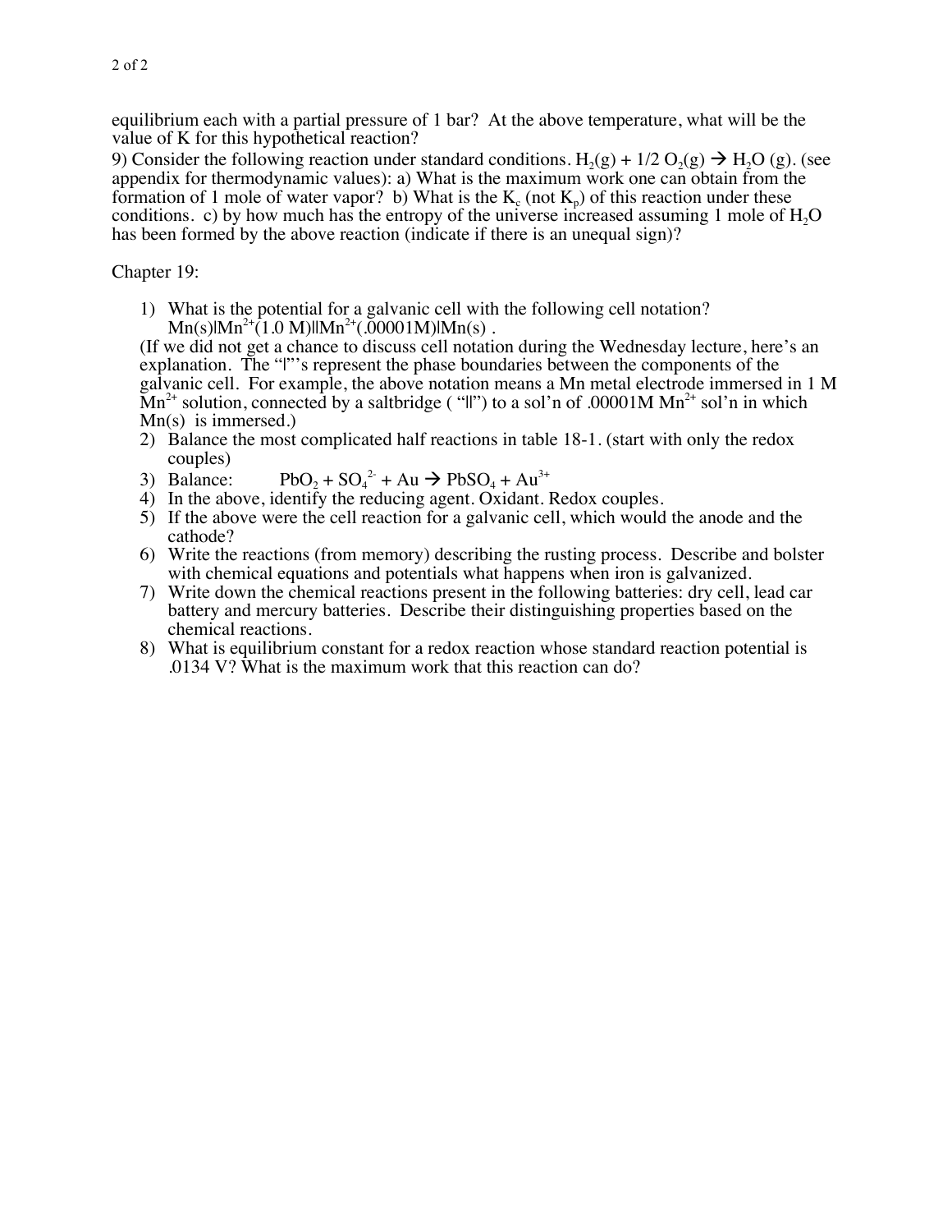equilibrium each with a partial pressure of 1 bar? At the above temperature, what will be the value of K for this hypothetical reaction?

9) Consider the following reaction under standard conditions. $H_2(g) + 1/2\ O_2(g) \rightarrow H_2O\ (g)$. (see appendix for thermodynamic values): a) What is the maximum work one can obtain from the formation of 1 mole of water vapor? b) What is the $K_c$ (not $K_p$) of this reaction under these conditions. c) by how much has the entropy of the universe increased assuming 1 mole of $H_2O$ has been formed by the above reaction (indicate if there is an unequal sign)?

Chapter 19:

1) What is the potential for a galvanic cell with the following cell notation? $Mn(s)|Mn^{2+}(1.0\ M)||Mn^{2+}(.00001M)|Mn(s)$ .
   (If we did not get a chance to discuss cell notation during the Wednesday lecture, here's an explanation. The "|"'s represent the phase boundaries between the components of the galvanic cell. For example, the above notation means a Mn metal electrode immersed in 1 M $Mn^{2+}$ solution, connected by a saltbridge ( "||") to a sol'n of .00001M $Mn^{2+}$ sol'n in which Mn(s) is immersed.)
2) Balance the most complicated half reactions in table 18-1. (start with only the redox couples)
3) Balance: $PbO_2 + SO_4^{2-} + Au \rightarrow PbSO_4 + Au^{3+}$
4) In the above, identify the reducing agent. Oxidant. Redox couples.
5) If the above were the cell reaction for a galvanic cell, which would the anode and the cathode?
6) Write the reactions (from memory) describing the rusting process. Describe and bolster with chemical equations and potentials what happens when iron is galvanized.
7) Write down the chemical reactions present in the following batteries: dry cell, lead car battery and mercury batteries. Describe their distinguishing properties based on the chemical reactions.
8) What is equilibrium constant for a redox reaction whose standard reaction potential is .0134 V? What is the maximum work that this reaction can do?